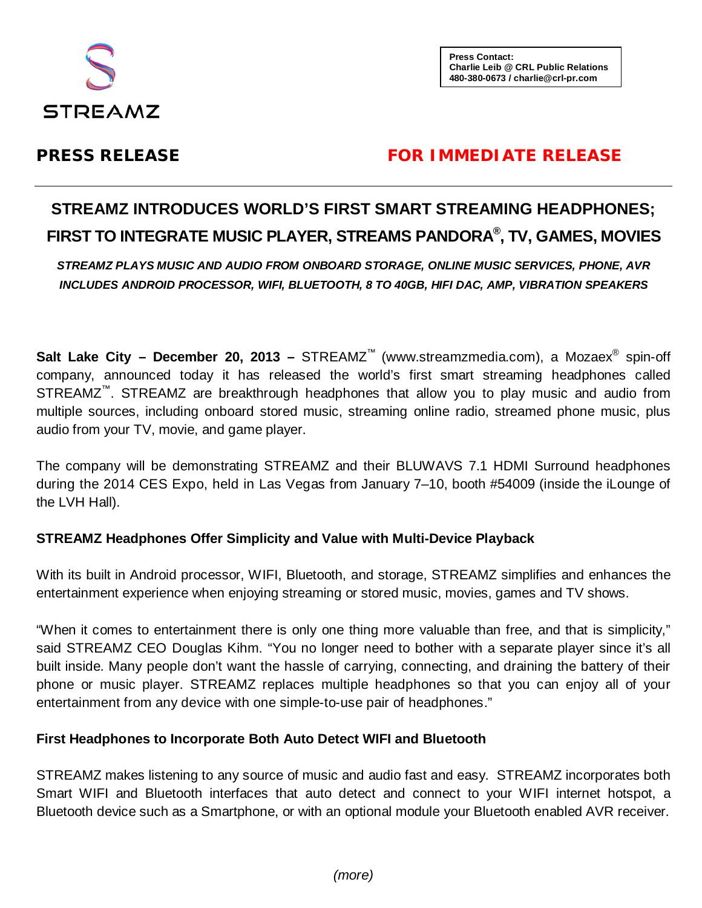STREAMZ

**Press Contact:**
**Charlie Leib @ CRL Public Relations**
**480-380-0673 / charlie@crl-pr.com**

**PRESS RELEASE** **FOR IMMEDIATE RELEASE**

# STREAMZ INTRODUCES WORLD'S FIRST SMART STREAMING HEADPHONES; FIRST TO INTEGRATE MUSIC PLAYER, STREAMS PANDORA®, TV, GAMES, MOVIES

***STREAMZ PLAYS MUSIC AND AUDIO FROM ONBOARD STORAGE, ONLINE MUSIC SERVICES, PHONE, AVR INCLUDES ANDROID PROCESSOR, WIFI, BLUETOOTH, 8 TO 40GB, HIFI DAC, AMP, VIBRATION SPEAKERS***

**Salt Lake City – December 20, 2013 –** STREAMZ™ (www.streamzmedia.com), a Mozaex® spin-off company, announced today it has released the world's first smart streaming headphones called STREAMZ™. STREAMZ are breakthrough headphones that allow you to play music and audio from multiple sources, including onboard stored music, streaming online radio, streamed phone music, plus audio from your TV, movie, and game player.

The company will be demonstrating STREAMZ and their BLUWAVS 7.1 HDMI Surround headphones during the 2014 CES Expo, held in Las Vegas from January 7–10, booth #54009 (inside the iLounge of the LVH Hall).

## STREAMZ Headphones Offer Simplicity and Value with Multi-Device Playback

With its built in Android processor, WIFI, Bluetooth, and storage, STREAMZ simplifies and enhances the entertainment experience when enjoying streaming or stored music, movies, games and TV shows.

"When it comes to entertainment there is only one thing more valuable than free, and that is simplicity," said STREAMZ CEO Douglas Kihm. "You no longer need to bother with a separate player since it's all built inside. Many people don't want the hassle of carrying, connecting, and draining the battery of their phone or music player. STREAMZ replaces multiple headphones so that you can enjoy all of your entertainment from any device with one simple-to-use pair of headphones."

## First Headphones to Incorporate Both Auto Detect WIFI and Bluetooth

STREAMZ makes listening to any source of music and audio fast and easy. STREAMZ incorporates both Smart WIFI and Bluetooth interfaces that auto detect and connect to your WIFI internet hotspot, a Bluetooth device such as a Smartphone, or with an optional module your Bluetooth enabled AVR receiver.

*(more)*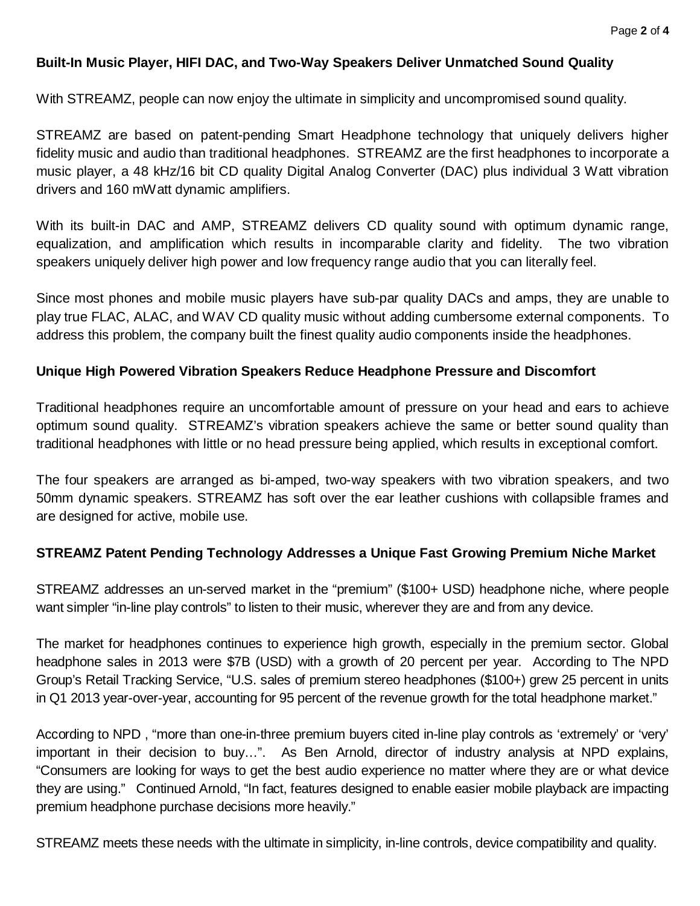**Built-In Music Player, HIFI DAC, and Two-Way Speakers Deliver Unmatched Sound Quality**

With STREAMZ, people can now enjoy the ultimate in simplicity and uncompromised sound quality.

STREAMZ are based on patent-pending Smart Headphone technology that uniquely delivers higher fidelity music and audio than traditional headphones. STREAMZ are the first headphones to incorporate a music player, a 48 kHz/16 bit CD quality Digital Analog Converter (DAC) plus individual 3 Watt vibration drivers and 160 mWatt dynamic amplifiers.

With its built-in DAC and AMP, STREAMZ delivers CD quality sound with optimum dynamic range, equalization, and amplification which results in incomparable clarity and fidelity. The two vibration speakers uniquely deliver high power and low frequency range audio that you can literally feel.

Since most phones and mobile music players have sub-par quality DACs and amps, they are unable to play true FLAC, ALAC, and WAV CD quality music without adding cumbersome external components. To address this problem, the company built the finest quality audio components inside the headphones.

**Unique High Powered Vibration Speakers Reduce Headphone Pressure and Discomfort**

Traditional headphones require an uncomfortable amount of pressure on your head and ears to achieve optimum sound quality. STREAMZ's vibration speakers achieve the same or better sound quality than traditional headphones with little or no head pressure being applied, which results in exceptional comfort.

The four speakers are arranged as bi-amped, two-way speakers with two vibration speakers, and two 50mm dynamic speakers. STREAMZ has soft over the ear leather cushions with collapsible frames and are designed for active, mobile use.

**STREAMZ Patent Pending Technology Addresses a Unique Fast Growing Premium Niche Market**

STREAMZ addresses an un-served market in the "premium" ($100+ USD) headphone niche, where people want simpler "in-line play controls" to listen to their music, wherever they are and from any device.

The market for headphones continues to experience high growth, especially in the premium sector. Global headphone sales in 2013 were $7B (USD) with a growth of 20 percent per year. According to The NPD Group's Retail Tracking Service, "U.S. sales of premium stereo headphones ($100+) grew 25 percent in units in Q1 2013 year-over-year, accounting for 95 percent of the revenue growth for the total headphone market."

According to NPD , "more than one-in-three premium buyers cited in-line play controls as 'extremely' or 'very' important in their decision to buy…". As Ben Arnold, director of industry analysis at NPD explains, "Consumers are looking for ways to get the best audio experience no matter where they are or what device they are using." Continued Arnold, "In fact, features designed to enable easier mobile playback are impacting premium headphone purchase decisions more heavily."

STREAMZ meets these needs with the ultimate in simplicity, in-line controls, device compatibility and quality.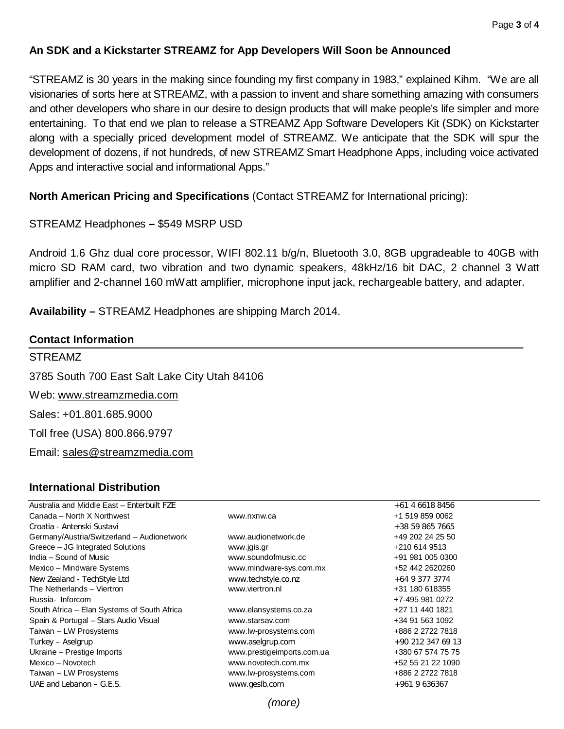**An SDK and a Kickstarter STREAMZ for App Developers Will Soon be Announced**

"STREAMZ is 30 years in the making since founding my first company in 1983," explained Kihm. "We are all visionaries of sorts here at STREAMZ, with a passion to invent and share something amazing with consumers and other developers who share in our desire to design products that will make people's life simpler and more entertaining. To that end we plan to release a STREAMZ App Software Developers Kit (SDK) on Kickstarter along with a specially priced development model of STREAMZ. We anticipate that the SDK will spur the development of dozens, if not hundreds, of new STREAMZ Smart Headphone Apps, including voice activated Apps and interactive social and informational Apps."

**North American Pricing and Specifications** (Contact STREAMZ for International pricing):

STREAMZ Headphones **–** $549 MSRP USD

Android 1.6 Ghz dual core processor, WIFI 802.11 b/g/n, Bluetooth 3.0, 8GB upgradeable to 40GB with micro SD RAM card, two vibration and two dynamic speakers, 48kHz/16 bit DAC, 2 channel 3 Watt amplifier and 2-channel 160 mWatt amplifier, microphone input jack, rechargeable battery, and adapter.

**Availability –** STREAMZ Headphones are shipping March 2014.

**Contact Information**

STREAMZ

3785 South 700 East Salt Lake City Utah 84106

Web: www.streamzmedia.com

Sales: +01.801.685.9000

Toll free (USA) 800.866.9797

Email: sales@streamzmedia.com

**International Distribution**

| | | |
|---|---|---|
| Australia and Middle East – Enterbuilt FZE | | +61 4 6618 8456 |
| Canada – North X Northwest | www.nxnw.ca | +1 519 859 0062 |
| Croatia - Antenski Sustavi | | +38 59 865 7665 |
| Germany/Austria/Switzerland – Audionetwork | www.audionetwork.de | +49 202 24 25 50 |
| Greece – JG Integrated Solutions | www.jgis.gr | +210 614 9513 |
| India – Sound of Music | www.soundofmusic.cc | +91 981 005 0300 |
| Mexico – Mindware Systems | www.mindware-sys.com.mx | +52 442 2620260 |
| New Zealand - TechStyle Ltd | www.techstyle.co.nz | +64 9 377 3774 |
| The Netherlands – Viertron | www.viertron.nl | +31 180 618355 |
| Russia- Inforcom | | +7-495 981 0272 |
| South Africa – Elan Systems of South Africa | www.elansystems.co.za | +27 11 440 1821 |
| Spain & Portugal – Stars Audio Visual | www.starsav.com | +34 91 563 1092 |
| Taiwan – LW Prosystems | www.lw-prosystems.com | +886 2 2722 7818 |
| Turkey – Aselgrup | www.aselgrup.com | +90 212 347 69 13 |
| Ukraine – Prestige Imports | www.prestigeimports.com.ua | +380 67 574 75 75 |
| Mexico – Novotech | www.novotech.com.mx | +52 55 21 22 1090 |
| Taiwan – LW Prosystems | www.lw-prosystems.com | +886 2 2722 7818 |
| UAE and Lebanon – G.E.S. | www.geslb.com | +961 9 636367 |

*(more)*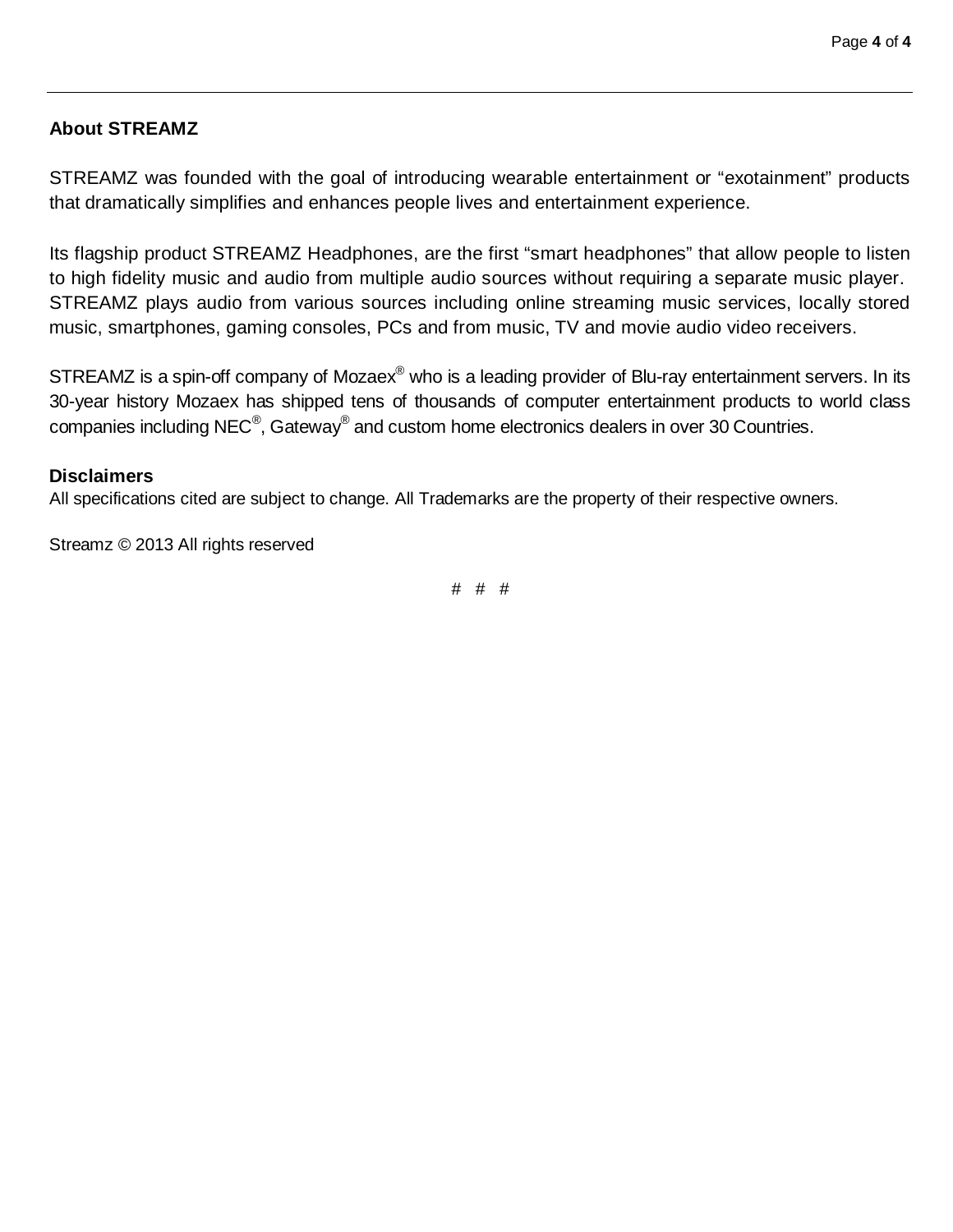### About STREAMZ

STREAMZ was founded with the goal of introducing wearable entertainment or "exotainment" products that dramatically simplifies and enhances people lives and entertainment experience.

Its flagship product STREAMZ Headphones, are the first "smart headphones" that allow people to listen to high fidelity music and audio from multiple audio sources without requiring a separate music player. STREAMZ plays audio from various sources including online streaming music services, locally stored music, smartphones, gaming consoles, PCs and from music, TV and movie audio video receivers.

STREAMZ is a spin-off company of Mozaex® who is a leading provider of Blu-ray entertainment servers. In its 30-year history Mozaex has shipped tens of thousands of computer entertainment products to world class companies including NEC®, Gateway® and custom home electronics dealers in over 30 Countries.

**Disclaimers**

All specifications cited are subject to change. All Trademarks are the property of their respective owners.

Streamz © 2013 All rights reserved

# # #